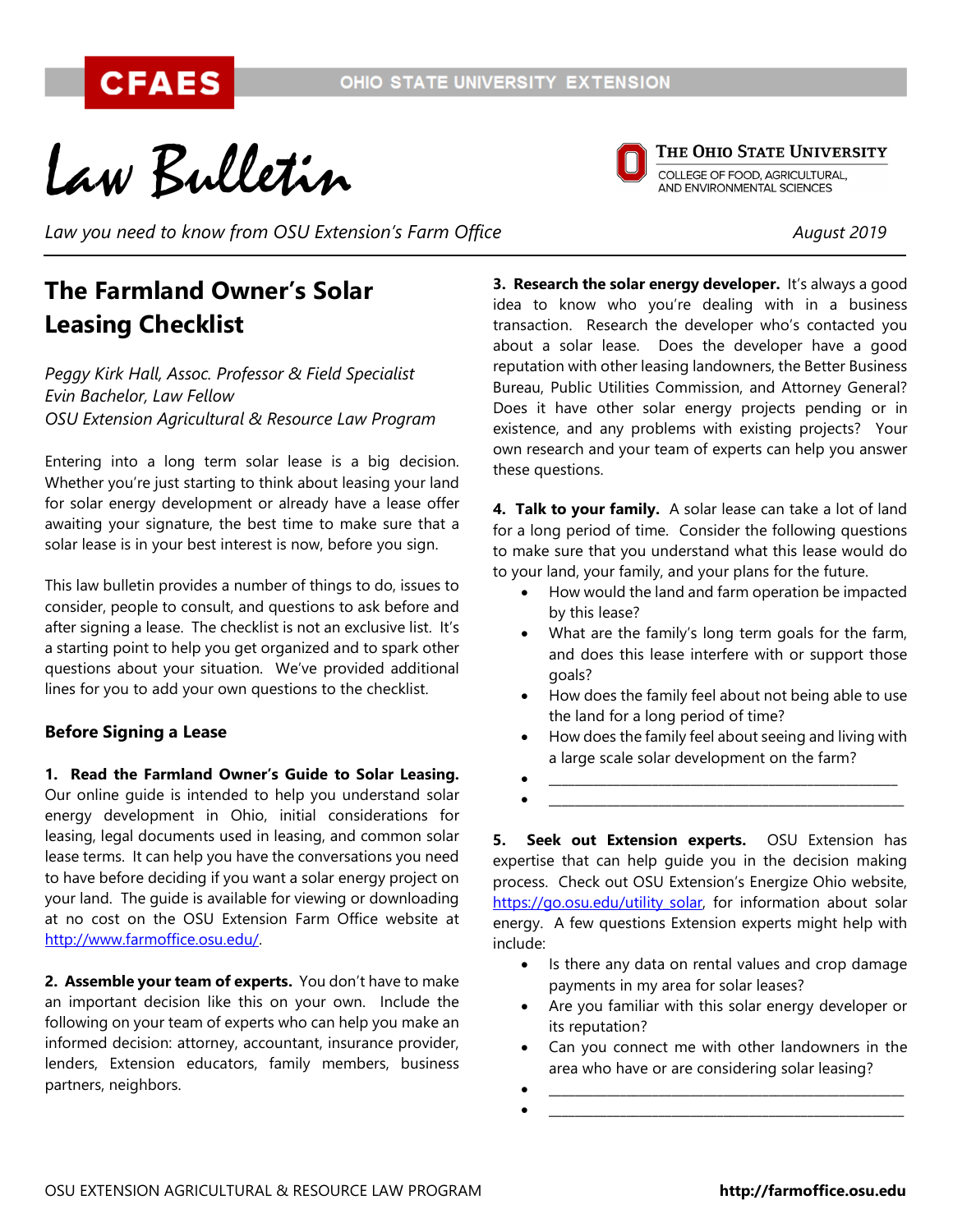# Law Bulletin

*Law you need to know from OSU Extension's Farm Office* — *August 2019*

## The Farmland Owner's Solar Leasing Checklist

*Peggy Kirk Hall, Assoc. Professor & Field Specialist*
*Evin Bachelor, Law Fellow*
*OSU Extension Agricultural & Resource Law Program*

Entering into a long term solar lease is a big decision. Whether you're just starting to think about leasing your land for solar energy development or already have a lease offer awaiting your signature, the best time to make sure that a solar lease is in your best interest is now, before you sign.

This law bulletin provides a number of things to do, issues to consider, people to consult, and questions to ask before and after signing a lease. The checklist is not an exclusive list. It's a starting point to help you get organized and to spark other questions about your situation. We've provided additional lines for you to add your own questions to the checklist.

### Before Signing a Lease

**1. Read the Farmland Owner's Guide to Solar Leasing.** Our online guide is intended to help you understand solar energy development in Ohio, initial considerations for leasing, legal documents used in leasing, and common solar lease terms. It can help you have the conversations you need to have before deciding if you want a solar energy project on your land. The guide is available for viewing or downloading at no cost on the OSU Extension Farm Office website at http://www.farmoffice.osu.edu/.

**2. Assemble your team of experts.** You don't have to make an important decision like this on your own. Include the following on your team of experts who can help you make an informed decision: attorney, accountant, insurance provider, lenders, Extension educators, family members, business partners, neighbors.

**3. Research the solar energy developer.** It's always a good idea to know who you're dealing with in a business transaction. Research the developer who's contacted you about a solar lease. Does the developer have a good reputation with other leasing landowners, the Better Business Bureau, Public Utilities Commission, and Attorney General? Does it have other solar energy projects pending or in existence, and any problems with existing projects? Your own research and your team of experts can help you answer these questions.

**4. Talk to your family.** A solar lease can take a lot of land for a long period of time. Consider the following questions to make sure that you understand what this lease would do to your land, your family, and your plans for the future.

- How would the land and farm operation be impacted by this lease?
- What are the family's long term goals for the farm, and does this lease interfere with or support those goals?
- How does the family feel about not being able to use the land for a long period of time?
- How does the family feel about seeing and living with a large scale solar development on the farm?
- ______________________________________________
- ______________________________________________

**5. Seek out Extension experts.** OSU Extension has expertise that can help guide you in the decision making process. Check out OSU Extension's Energize Ohio website, https://go.osu.edu/utility_solar, for information about solar energy. A few questions Extension experts might help with include:

- Is there any data on rental values and crop damage payments in my area for solar leases?
- Are you familiar with this solar energy developer or its reputation?
- Can you connect me with other landowners in the area who have or are considering solar leasing?
- ______________________________________________
- ______________________________________________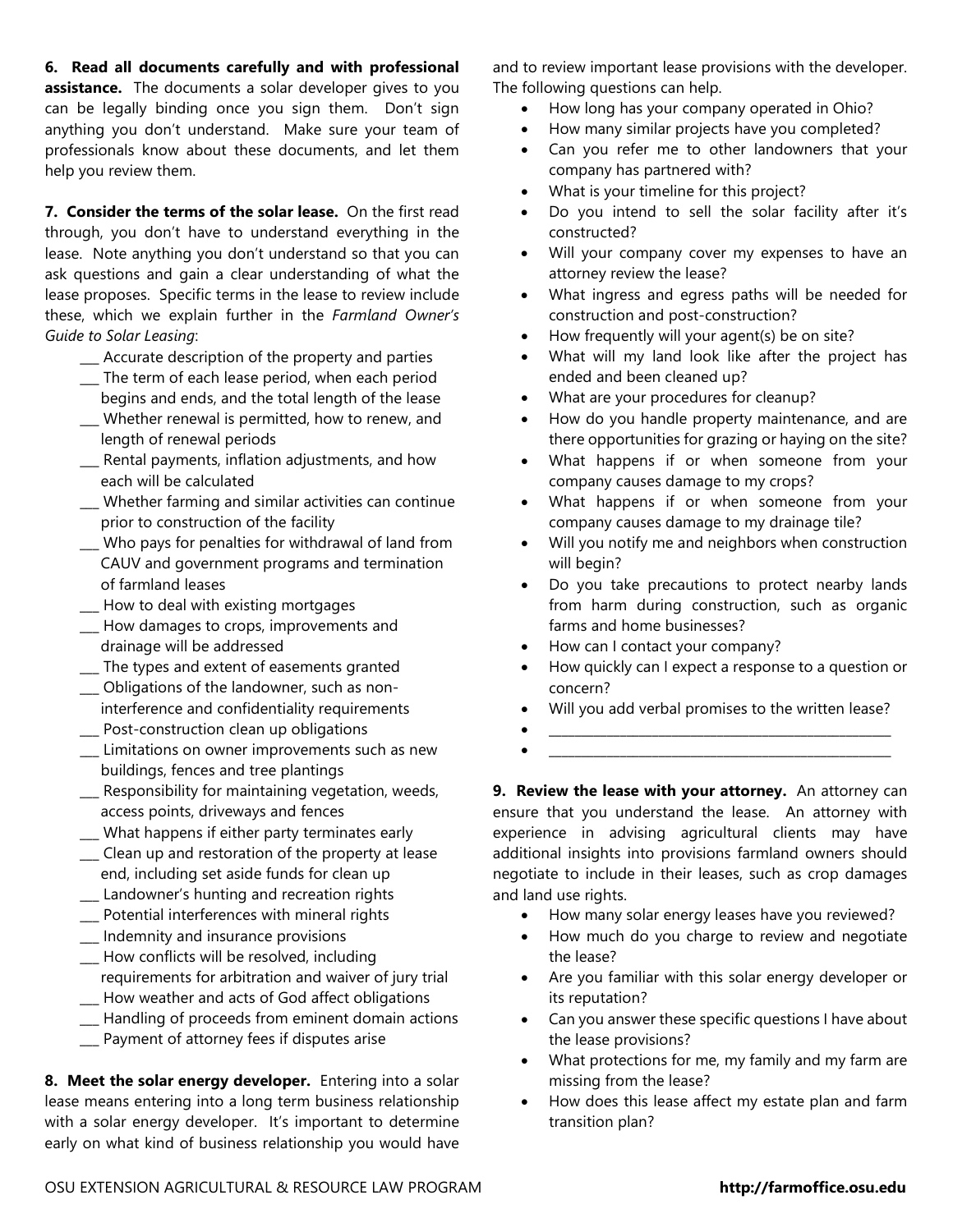**6. Read all documents carefully and with professional assistance.** The documents a solar developer gives to you can be legally binding once you sign them. Don't sign anything you don't understand. Make sure your team of professionals know about these documents, and let them help you review them.

**7. Consider the terms of the solar lease.** On the first read through, you don't have to understand everything in the lease. Note anything you don't understand so that you can ask questions and gain a clear understanding of what the lease proposes. Specific terms in the lease to review include these, which we explain further in the *Farmland Owner's Guide to Solar Leasing*:

- ___ Accurate description of the property and parties
- ___ The term of each lease period, when each period begins and ends, and the total length of the lease
- ___ Whether renewal is permitted, how to renew, and length of renewal periods
- ___ Rental payments, inflation adjustments, and how each will be calculated
- ___ Whether farming and similar activities can continue prior to construction of the facility
- ___ Who pays for penalties for withdrawal of land from CAUV and government programs and termination of farmland leases
- ___ How to deal with existing mortgages
- ___ How damages to crops, improvements and drainage will be addressed
- ___ The types and extent of easements granted
- ___ Obligations of the landowner, such as non-interference and confidentiality requirements
- ___ Post-construction clean up obligations
- ___ Limitations on owner improvements such as new buildings, fences and tree plantings
- ___ Responsibility for maintaining vegetation, weeds, access points, driveways and fences
- ___ What happens if either party terminates early
- ___ Clean up and restoration of the property at lease end, including set aside funds for clean up
- ___ Landowner's hunting and recreation rights
- ___ Potential interferences with mineral rights
- ___ Indemnity and insurance provisions
- ___ How conflicts will be resolved, including requirements for arbitration and waiver of jury trial
- ___ How weather and acts of God affect obligations
- ___ Handling of proceeds from eminent domain actions
- ___ Payment of attorney fees if disputes arise

**8. Meet the solar energy developer.** Entering into a solar lease means entering into a long term business relationship with a solar energy developer. It's important to determine early on what kind of business relationship you would have and to review important lease provisions with the developer. The following questions can help.

- How long has your company operated in Ohio?
- How many similar projects have you completed?
- Can you refer me to other landowners that your company has partnered with?
- What is your timeline for this project?
- Do you intend to sell the solar facility after it's constructed?
- Will your company cover my expenses to have an attorney review the lease?
- What ingress and egress paths will be needed for construction and post-construction?
- How frequently will your agent(s) be on site?
- What will my land look like after the project has ended and been cleaned up?
- What are your procedures for cleanup?
- How do you handle property maintenance, and are there opportunities for grazing or haying on the site?
- What happens if or when someone from your company causes damage to my crops?
- What happens if or when someone from your company causes damage to my drainage tile?
- Will you notify me and neighbors when construction will begin?
- Do you take precautions to protect nearby lands from harm during construction, such as organic farms and home businesses?
- How can I contact your company?
- How quickly can I expect a response to a question or concern?
- Will you add verbal promises to the written lease?
- ______________________________________________
- ______________________________________________

**9. Review the lease with your attorney.** An attorney can ensure that you understand the lease. An attorney with experience in advising agricultural clients may have additional insights into provisions farmland owners should negotiate to include in their leases, such as crop damages and land use rights.

- How many solar energy leases have you reviewed?
- How much do you charge to review and negotiate the lease?
- Are you familiar with this solar energy developer or its reputation?
- Can you answer these specific questions I have about the lease provisions?
- What protections for me, my family and my farm are missing from the lease?
- How does this lease affect my estate plan and farm transition plan?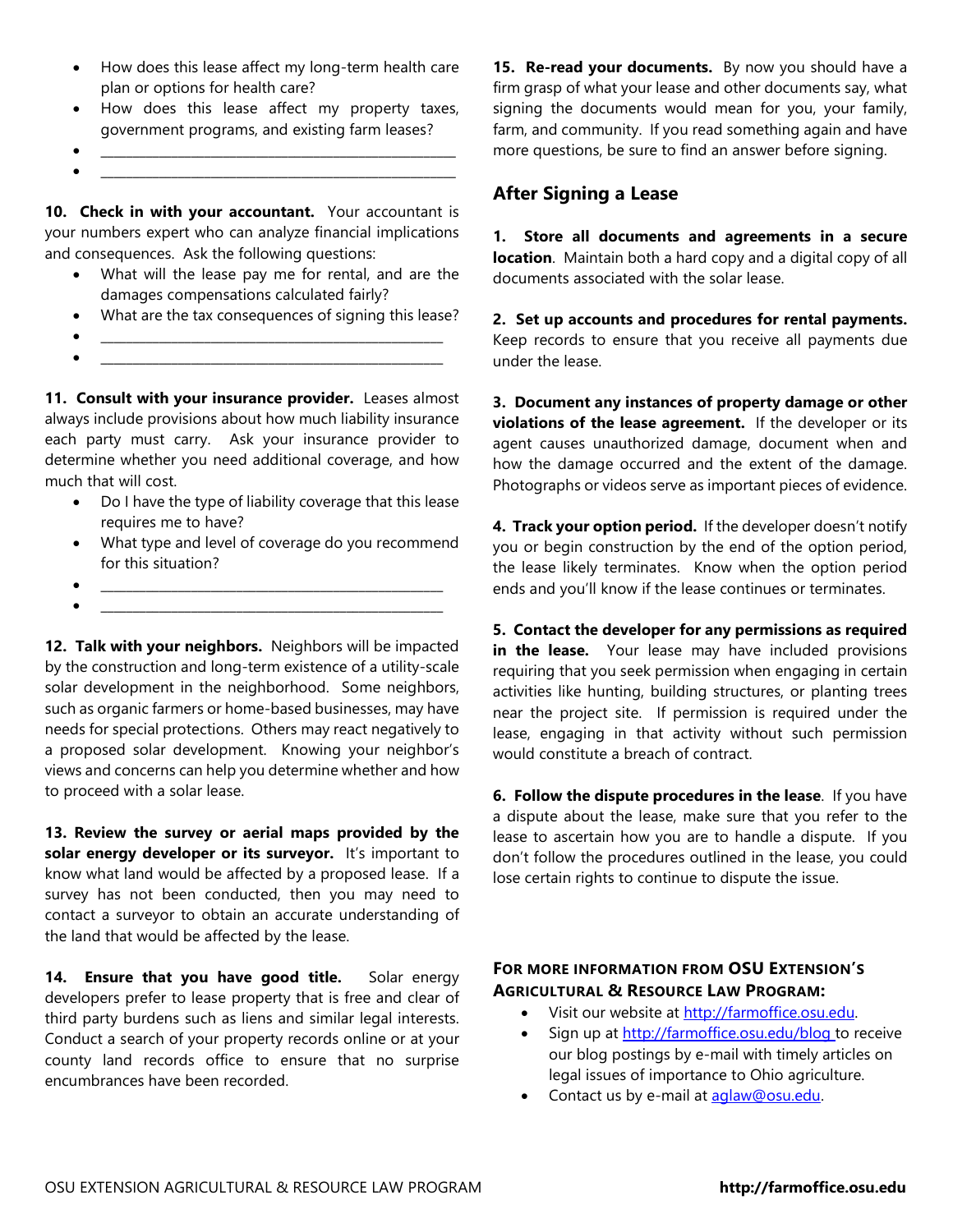- How does this lease affect my long-term health care plan or options for health care?
- How does this lease affect my property taxes, government programs, and existing farm leases?
- ___________________________________________________
- ___________________________________________________

**10. Check in with your accountant.** Your accountant is your numbers expert who can analyze financial implications and consequences. Ask the following questions:

- What will the lease pay me for rental, and are the damages compensations calculated fairly?
- What are the tax consequences of signing this lease?
- ___________________________________________________
- ___________________________________________________

**11. Consult with your insurance provider.** Leases almost always include provisions about how much liability insurance each party must carry. Ask your insurance provider to determine whether you need additional coverage, and how much that will cost.

- Do I have the type of liability coverage that this lease requires me to have?
- What type and level of coverage do you recommend for this situation?
- ___________________________________________________
- ___________________________________________________

**12. Talk with your neighbors.** Neighbors will be impacted by the construction and long-term existence of a utility-scale solar development in the neighborhood. Some neighbors, such as organic farmers or home-based businesses, may have needs for special protections. Others may react negatively to a proposed solar development. Knowing your neighbor's views and concerns can help you determine whether and how to proceed with a solar lease.

**13. Review the survey or aerial maps provided by the solar energy developer or its surveyor.** It's important to know what land would be affected by a proposed lease. If a survey has not been conducted, then you may need to contact a surveyor to obtain an accurate understanding of the land that would be affected by the lease.

**14. Ensure that you have good title.** Solar energy developers prefer to lease property that is free and clear of third party burdens such as liens and similar legal interests. Conduct a search of your property records online or at your county land records office to ensure that no surprise encumbrances have been recorded.

**15. Re-read your documents.** By now you should have a firm grasp of what your lease and other documents say, what signing the documents would mean for you, your family, farm, and community. If you read something again and have more questions, be sure to find an answer before signing.

## After Signing a Lease

**1. Store all documents and agreements in a secure location**. Maintain both a hard copy and a digital copy of all documents associated with the solar lease.

**2. Set up accounts and procedures for rental payments.** Keep records to ensure that you receive all payments due under the lease.

**3. Document any instances of property damage or other violations of the lease agreement.** If the developer or its agent causes unauthorized damage, document when and how the damage occurred and the extent of the damage. Photographs or videos serve as important pieces of evidence.

**4. Track your option period.** If the developer doesn't notify you or begin construction by the end of the option period, the lease likely terminates. Know when the option period ends and you'll know if the lease continues or terminates.

**5. Contact the developer for any permissions as required in the lease.** Your lease may have included provisions requiring that you seek permission when engaging in certain activities like hunting, building structures, or planting trees near the project site. If permission is required under the lease, engaging in that activity without such permission would constitute a breach of contract.

**6. Follow the dispute procedures in the lease**. If you have a dispute about the lease, make sure that you refer to the lease to ascertain how you are to handle a dispute. If you don't follow the procedures outlined in the lease, you could lose certain rights to continue to dispute the issue.

### For more information from OSU Extension's Agricultural & Resource Law Program:

- Visit our website at http://farmoffice.osu.edu.
- Sign up at http://farmoffice.osu.edu/blog to receive our blog postings by e-mail with timely articles on legal issues of importance to Ohio agriculture.
- Contact us by e-mail at aglaw@osu.edu.